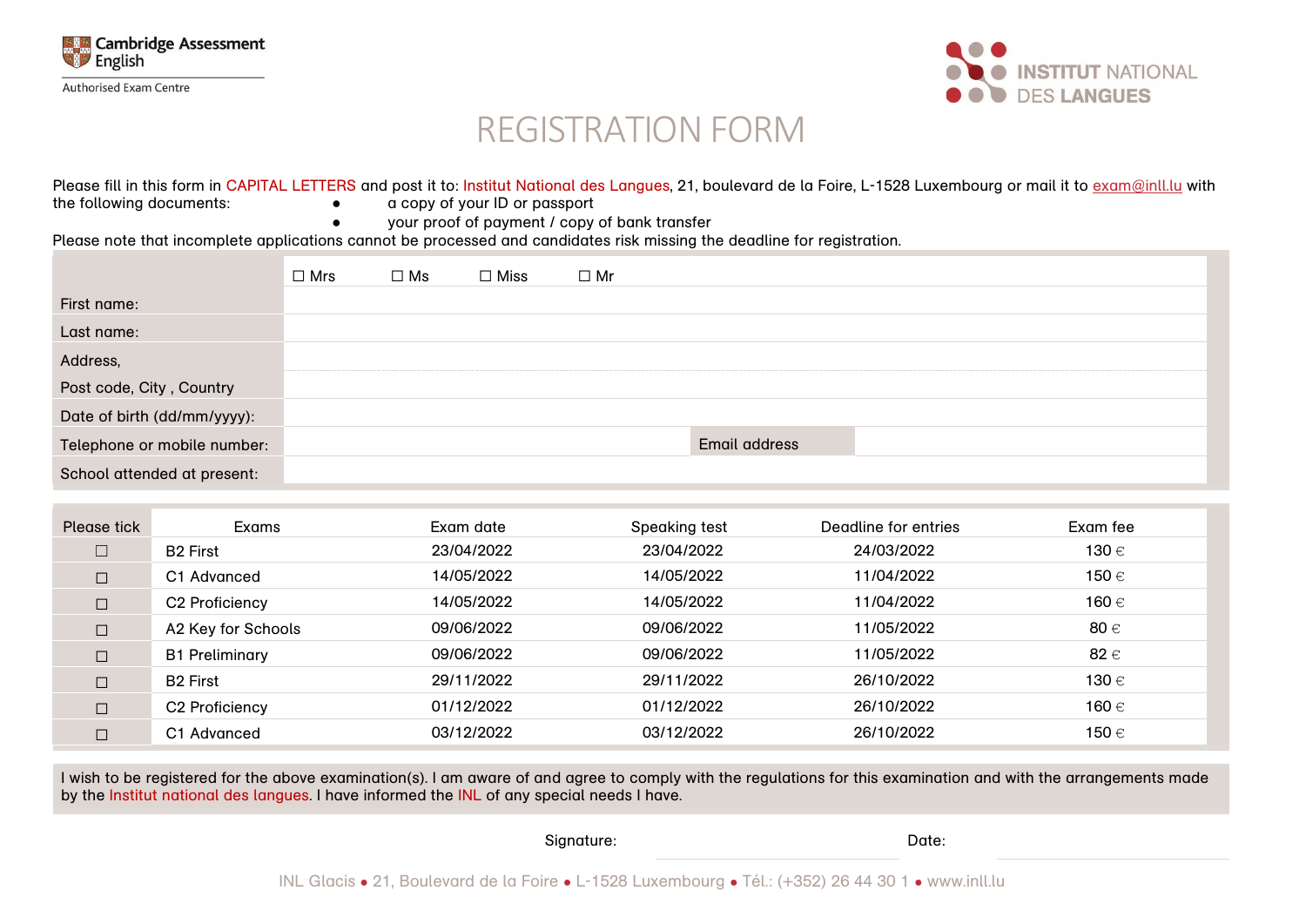Cambridge Assessment English

Authorised Exam Centre

INSTITUT NATIONAL DES LANGUES

# REGISTRATION FORM

Please fill in this form in CAPITAL LETTERS and post it to: Institut National des Langues, 21, boulevard de la Foire, L-1528 Luxembourg or mail it to exam@inll.lu with the following documents:

- a copy of your ID or passport
- your proof of payment / copy of bank transfer

Please note that incomplete applications cannot be processed and candidates risk missing the deadline for registration.

| | ☐ Mrs ☐ Ms ☐ Miss ☐ Mr | | |
|---|---|---|---|
| First name: | | | |
| Last name: | | | |
| Address, Post code, City , Country | | | |
| Date of birth (dd/mm/yyyy): | | | |
| Telephone or mobile number: | | Email address | |
| School attended at present: | | | |

| Please tick | Exams | Exam date | Speaking test | Deadline for entries | Exam fee |
|---|---|---|---|---|---|
| ☐ | B2 First | 23/04/2022 | 23/04/2022 | 24/03/2022 | 130 € |
| ☐ | C1 Advanced | 14/05/2022 | 14/05/2022 | 11/04/2022 | 150 € |
| ☐ | C2 Proficiency | 14/05/2022 | 14/05/2022 | 11/04/2022 | 160 € |
| ☐ | A2 Key for Schools | 09/06/2022 | 09/06/2022 | 11/05/2022 | 80 € |
| ☐ | B1 Preliminary | 09/06/2022 | 09/06/2022 | 11/05/2022 | 82 € |
| ☐ | B2 First | 29/11/2022 | 29/11/2022 | 26/10/2022 | 130 € |
| ☐ | C2 Proficiency | 01/12/2022 | 01/12/2022 | 26/10/2022 | 160 € |
| ☐ | C1 Advanced | 03/12/2022 | 03/12/2022 | 26/10/2022 | 150 € |

I wish to be registered for the above examination(s). I am aware of and agree to comply with the regulations for this examination and with the arrangements made by the Institut national des langues. I have informed the INL of any special needs I have.

Signature: Date:

INL Glacis • 21, Boulevard de la Foire • L-1528 Luxembourg • Tél.: (+352) 26 44 30 1 • www.inll.lu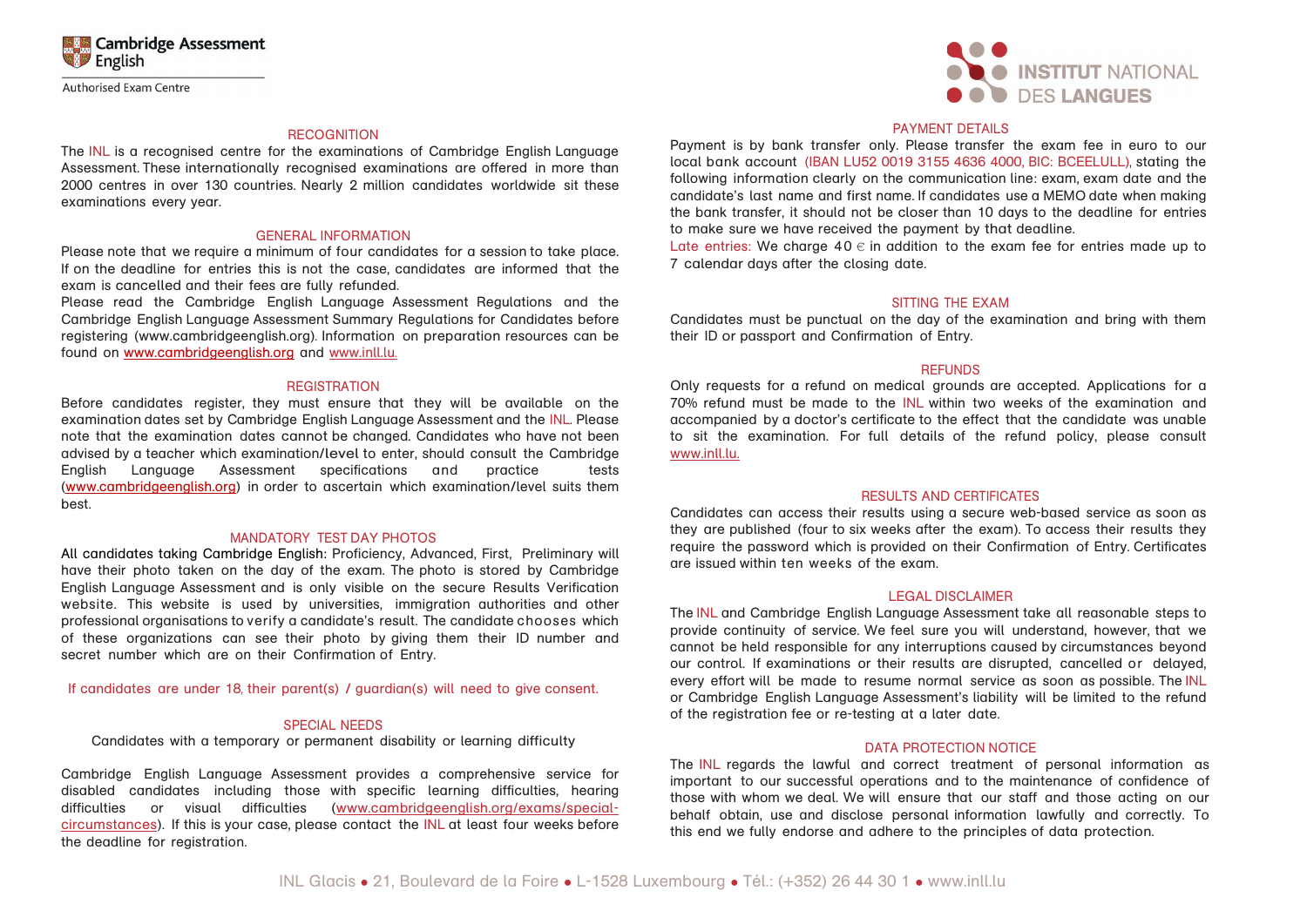Cambridge Assessment English

Authorised Exam Centre

INSTITUT NATIONAL DES LANGUES

## RECOGNITION

The INL is a recognised centre for the examinations of Cambridge English Language Assessment. These internationally recognised examinations are offered in more than 2000 centres in over 130 countries. Nearly 2 million candidates worldwide sit these examinations every year.

## GENERAL INFORMATION

Please note that we require a minimum of four candidates for a session to take place. If on the deadline for entries this is not the case, candidates are informed that the exam is cancelled and their fees are fully refunded.

Please read the Cambridge English Language Assessment Regulations and the Cambridge English Language Assessment Summary Regulations for Candidates before registering (www.cambridgeenglish.org). Information on preparation resources can be found on www.cambridgeenglish.org and www.inll.lu.

## REGISTRATION

Before candidates register, they must ensure that they will be available on the examination dates set by Cambridge English Language Assessment and the INL. Please note that the examination dates cannot be changed. Candidates who have not been advised by a teacher which examination/level to enter, should consult the Cambridge English Language Assessment specifications and practice tests (www.cambridgeenglish.org) in order to ascertain which examination/level suits them best.

## MANDATORY TEST DAY PHOTOS

All candidates taking Cambridge English: Proficiency, Advanced, First, Preliminary will have their photo taken on the day of the exam. The photo is stored by Cambridge English Language Assessment and is only visible on the secure Results Verification website. This website is used by universities, immigration authorities and other professional organisations to verify a candidate's result. The candidate chooses which of these organizations can see their photo by giving them their ID number and secret number which are on their Confirmation of Entry.

If candidates are under 18, their parent(s) / guardian(s) will need to give consent.

## SPECIAL NEEDS

Candidates with a temporary or permanent disability or learning difficulty

Cambridge English Language Assessment provides a comprehensive service for disabled candidates including those with specific learning difficulties, hearing difficulties or visual difficulties (www.cambridgeenglish.org/exams/special-circumstances). If this is your case, please contact the INL at least four weeks before the deadline for registration.

## PAYMENT DETAILS

Payment is by bank transfer only. Please transfer the exam fee in euro to our local bank account (IBAN LU52 0019 3155 4636 4000, BIC: BCEELULL), stating the following information clearly on the communication line: exam, exam date and the candidate's last name and first name. If candidates use a MEMO date when making the bank transfer, it should not be closer than 10 days to the deadline for entries to make sure we have received the payment by that deadline.

Late entries: We charge 40 € in addition to the exam fee for entries made up to 7 calendar days after the closing date.

## SITTING THE EXAM

Candidates must be punctual on the day of the examination and bring with them their ID or passport and Confirmation of Entry.

## REFUNDS

Only requests for a refund on medical grounds are accepted. Applications for a 70% refund must be made to the INL within two weeks of the examination and accompanied by a doctor's certificate to the effect that the candidate was unable to sit the examination. For full details of the refund policy, please consult www.inll.lu.

## RESULTS AND CERTIFICATES

Candidates can access their results using a secure web-based service as soon as they are published (four to six weeks after the exam). To access their results they require the password which is provided on their Confirmation of Entry. Certificates are issued within ten weeks of the exam.

## LEGAL DISCLAIMER

The INL and Cambridge English Language Assessment take all reasonable steps to provide continuity of service. We feel sure you will understand, however, that we cannot be held responsible for any interruptions caused by circumstances beyond our control. If examinations or their results are disrupted, cancelled or delayed, every effort will be made to resume normal service as soon as possible. The INL or Cambridge English Language Assessment's liability will be limited to the refund of the registration fee or re-testing at a later date.

## DATA PROTECTION NOTICE

The INL regards the lawful and correct treatment of personal information as important to our successful operations and to the maintenance of confidence of those with whom we deal. We will ensure that our staff and those acting on our behalf obtain, use and disclose personal information lawfully and correctly. To this end we fully endorse and adhere to the principles of data protection.

INL Glacis • 21, Boulevard de la Foire • L-1528 Luxembourg • Tél.: (+352) 26 44 30 1 • www.inll.lu